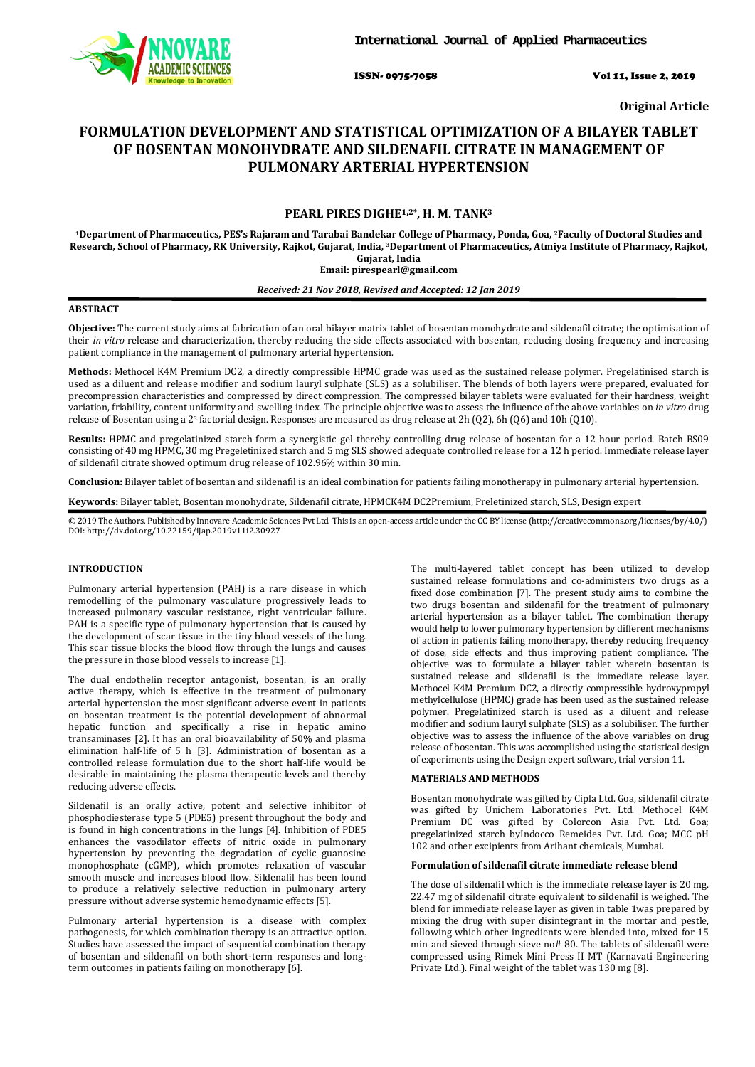Original Article

# FORMULATION DEVELOPMENT AND STATISTICAL OPTIMIZATION OF A BILAYER TABLET OF BOSENTAN MONOHYDRATE AND SILDENAFIL CITRATE IN MANAGEMENT OF PULMONARY ARTERIAL HYPERTENSION

**PEARL PIRES DIGHE[1,2*], H. M. TANK[3]**

[1]Department of Pharmaceutics, PES's Rajaram and Tarabai Bandekar College of Pharmacy, Ponda, Goa, [2]Faculty of Doctoral Studies and Research, School of Pharmacy, RK University, Rajkot, Gujarat, India, [3]Department of Pharmaceutics, Atmiya Institute of Pharmacy, Rajkot, Gujarat, India
Email: pirespearl@gmail.com

*Received: 21 Nov 2018, Revised and Accepted: 12 Jan 2019*

## ABSTRACT

**Objective:** The current study aims at fabrication of an oral bilayer matrix tablet of bosentan monohydrate and sildenafil citrate; the optimisation of their *in vitro* release and characterization, thereby reducing the side effects associated with bosentan, reducing dosing frequency and increasing patient compliance in the management of pulmonary arterial hypertension.

**Methods:** Methocel K4M Premium DC2, a directly compressible HPMC grade was used as the sustained release polymer. Pregelatinised starch is used as a diluent and release modifier and sodium lauryl sulphate (SLS) as a solubiliser. The blends of both layers were prepared, evaluated for precompression characteristics and compressed by direct compression. The compressed bilayer tablets were evaluated for their hardness, weight variation, friability, content uniformity and swelling index. The principle objective was to assess the influence of the above variables on *in vitro* drug release of Bosentan using a $2^3$ factorial design. Responses are measured as drug release at 2h (Q2), 6h (Q6) and 10h (Q10).

**Results:** HPMC and pregelatinized starch form a synergistic gel thereby controlling drug release of bosentan for a 12 hour period. Batch BS09 consisting of 40 mg HPMC, 30 mg Pregeletinized starch and 5 mg SLS showed adequate controlled release for a 12 h period. Immediate release layer of sildenafil citrate showed optimum drug release of 102.96% within 30 min.

**Conclusion:** Bilayer tablet of bosentan and sildenafil is an ideal combination for patients failing monotherapy in pulmonary arterial hypertension.

**Keywords:** Bilayer tablet, Bosentan monohydrate, Sildenafil citrate, HPMCK4M DC2Premium, Preletinized starch, SLS, Design expert

© 2019 The Authors. Published by Innovare Academic Sciences Pvt Ltd. This is an open-access article under the CC BY license (http://creativecommons.org/licenses/by/4.0/) DOI: http://dx.doi.org/10.22159/ijap.2019v11i2.30927

## INTRODUCTION

Pulmonary arterial hypertension (PAH) is a rare disease in which remodelling of the pulmonary vasculature progressively leads to increased pulmonary vascular resistance, right ventricular failure. PAH is a specific type of pulmonary hypertension that is caused by the development of scar tissue in the tiny blood vessels of the lung. This scar tissue blocks the blood flow through the lungs and causes the pressure in those blood vessels to increase [1].

The dual endothelin receptor antagonist, bosentan, is an orally active therapy, which is effective in the treatment of pulmonary arterial hypertension the most significant adverse event in patients on bosentan treatment is the potential development of abnormal hepatic function and specifically a rise in hepatic amino transaminases [2]. It has an oral bioavailability of 50% and plasma elimination half-life of 5 h [3]. Administration of bosentan as a controlled release formulation due to the short half-life would be desirable in maintaining the plasma therapeutic levels and thereby reducing adverse effects.

Sildenafil is an orally active, potent and selective inhibitor of phosphodiesterase type 5 (PDE5) present throughout the body and is found in high concentrations in the lungs [4]. Inhibition of PDE5 enhances the vasodilator effects of nitric oxide in pulmonary hypertension by preventing the degradation of cyclic guanosine monophosphate (cGMP), which promotes relaxation of vascular smooth muscle and increases blood flow. Sildenafil has been found to produce a relatively selective reduction in pulmonary artery pressure without adverse systemic hemodynamic effects [5].

Pulmonary arterial hypertension is a disease with complex pathogenesis, for which combination therapy is an attractive option. Studies have assessed the impact of sequential combination therapy of bosentan and sildenafil on both short-term responses and long-term outcomes in patients failing on monotherapy [6].

The multi-layered tablet concept has been utilized to develop sustained release formulations and co-administers two drugs as a fixed dose combination [7]. The present study aims to combine the two drugs bosentan and sildenafil for the treatment of pulmonary arterial hypertension as a bilayer tablet. The combination therapy would help to lower pulmonary hypertension by different mechanisms of action in patients failing monotherapy, thereby reducing frequency of dose, side effects and thus improving patient compliance. The objective was to formulate a bilayer tablet wherein bosentan is sustained release and sildenafil is the immediate release layer. Methocel K4M Premium DC2, a directly compressible hydroxypropyl methylcellulose (HPMC) grade has been used as the sustained release polymer. Pregelatinized starch is used as a diluent and release modifier and sodium lauryl sulphate (SLS) as a solubiliser. The further objective was to assess the influence of the above variables on drug release of bosentan. This was accomplished using the statistical design of experiments using the Design expert software, trial version 11.

## MATERIALS AND METHODS

Bosentan monohydrate was gifted by Cipla Ltd. Goa, sildenafil citrate was gifted by Unichem Laboratories Pvt. Ltd. Methocel K4M Premium DC was gifted by Colorcon Asia Pvt. Ltd. Goa; pregelatinized starch byIndocco Remeides Pvt. Ltd. Goa; MCC pH 102 and other excipients from Arihant chemicals, Mumbai.

### Formulation of sildenafil citrate immediate release blend

The dose of sildenafil which is the immediate release layer is 20 mg. 22.47 mg of sildenafil citrate equivalent to sildenafil is weighed. The blend for immediate release layer as given in table 1was prepared by mixing the drug with super disintegrant in the mortar and pestle, following which other ingredients were blended into, mixed for 15 min and sieved through sieve no# 80. The tablets of sildenafil were compressed using Rimek Mini Press II MT (Karnavati Engineering Private Ltd.). Final weight of the tablet was 130 mg [8].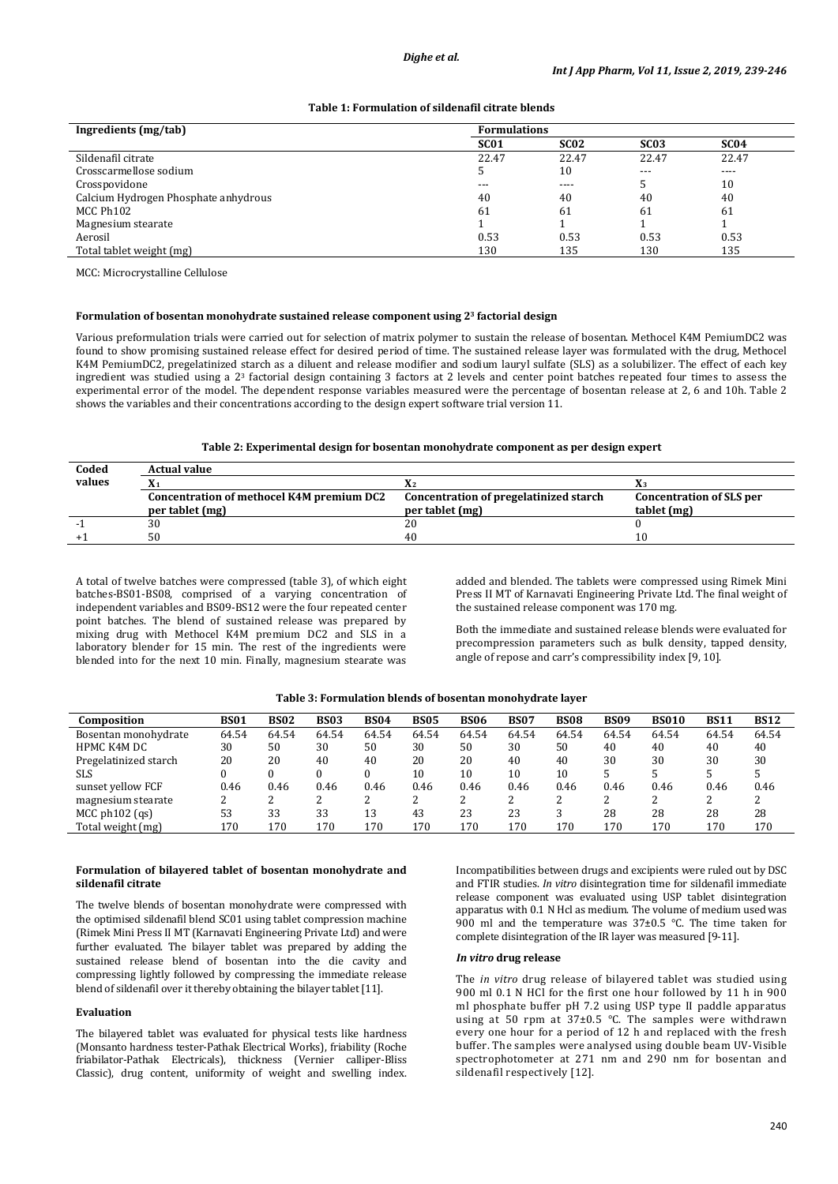**Table 1: Formulation of sildenafil citrate blends**

| Ingredients (mg/tab) | Formulations | | | |
|---|---|---|---|---|
| | SC01 | SC02 | SC03 | SC04 |
| Sildenafil citrate | 22.47 | 22.47 | 22.47 | 22.47 |
| Crosscarmellose sodium | 5 | 10 | --- | ---- |
| Crosspovidone | --- | ---- | 5 | 10 |
| Calcium Hydrogen Phosphate anhydrous | 40 | 40 | 40 | 40 |
| MCC Ph102 | 61 | 61 | 61 | 61 |
| Magnesium stearate | 1 | 1 | 1 | 1 |
| Aerosil | 0.53 | 0.53 | 0.53 | 0.53 |
| Total tablet weight (mg) | 130 | 135 | 130 | 135 |

MCC: Microcrystalline Cellulose

**Formulation of bosentan monohydrate sustained release component using $2^3$ factorial design**

Various preformulation trials were carried out for selection of matrix polymer to sustain the release of bosentan. Methocel K4M PemiumDC2 was found to show promising sustained release effect for desired period of time. The sustained release layer was formulated with the drug, Methocel K4M PemiumDC2, pregelatinized starch as a diluent and release modifier and sodium lauryl sulfate (SLS) as a solubilizer. The effect of each key ingredient was studied using a $2^3$ factorial design containing 3 factors at 2 levels and center point batches repeated four times to assess the experimental error of the model. The dependent response variables measured were the percentage of bosentan release at 2, 6 and 10h. Table 2 shows the variables and their concentrations according to the design expert software trial version 11.

**Table 2: Experimental design for bosentan monohydrate component as per design expert**

| Coded values | Actual value | | |
|---|---|---|---|
| | $X_1$ | $X_2$ | $X_3$ |
| | Concentration of methocel K4M premium DC2 per tablet (mg) | Concentration of pregelatinized starch per tablet (mg) | Concentration of SLS per tablet (mg) |
| -1 | 30 | 20 | 0 |
| +1 | 50 | 40 | 10 |

A total of twelve batches were compressed (table 3), of which eight batches-BS01-BS08, comprised of a varying concentration of independent variables and BS09-BS12 were the four repeated center point batches. The blend of sustained release was prepared by mixing drug with Methocel K4M premium DC2 and SLS in a laboratory blender for 15 min. The rest of the ingredients were blended into for the next 10 min. Finally, magnesium stearate was added and blended. The tablets were compressed using Rimek Mini Press II MT of Karnavati Engineering Private Ltd. The final weight of the sustained release component was 170 mg.

Both the immediate and sustained release blends were evaluated for precompression parameters such as bulk density, tapped density, angle of repose and carr's compressibility index [9, 10].

**Table 3: Formulation blends of bosentan monohydrate layer**

| Composition | BS01 | BS02 | BS03 | BS04 | BS05 | BS06 | BS07 | BS08 | BS09 | BS010 | BS11 | BS12 |
|---|---|---|---|---|---|---|---|---|---|---|---|---|
| Bosentan monohydrate | 64.54 | 64.54 | 64.54 | 64.54 | 64.54 | 64.54 | 64.54 | 64.54 | 64.54 | 64.54 | 64.54 | 64.54 |
| HPMC K4M DC | 30 | 50 | 30 | 50 | 30 | 50 | 30 | 50 | 40 | 40 | 40 | 40 |
| Pregelatinized starch | 20 | 20 | 40 | 40 | 20 | 20 | 40 | 40 | 30 | 30 | 30 | 30 |
| SLS | 0 | 0 | 0 | 0 | 10 | 10 | 10 | 10 | 5 | 5 | 5 | 5 |
| sunset yellow FCF | 0.46 | 0.46 | 0.46 | 0.46 | 0.46 | 0.46 | 0.46 | 0.46 | 0.46 | 0.46 | 0.46 | 0.46 |
| magnesium stearate | 2 | 2 | 2 | 2 | 2 | 2 | 2 | 2 | 2 | 2 | 2 | 2 |
| MCC ph102 (qs) | 53 | 33 | 33 | 13 | 43 | 23 | 23 | 3 | 28 | 28 | 28 | 28 |
| Total weight (mg) | 170 | 170 | 170 | 170 | 170 | 170 | 170 | 170 | 170 | 170 | 170 | 170 |

**Formulation of bilayered tablet of bosentan monohydrate and sildenafil citrate**

The twelve blends of bosentan monohydrate were compressed with the optimised sildenafil blend SC01 using tablet compression machine (Rimek Mini Press II MT (Karnavati Engineering Private Ltd) and were further evaluated. The bilayer tablet was prepared by adding the sustained release blend of bosentan into the die cavity and compressing lightly followed by compressing the immediate release blend of sildenafil over it thereby obtaining the bilayer tablet [11].

**Evaluation**

The bilayered tablet was evaluated for physical tests like hardness (Monsanto hardness tester-Pathak Electrical Works), friability (Roche friabilator-Pathak Electricals), thickness (Vernier calliper-Bliss Classic), drug content, uniformity of weight and swelling index. Incompatibilities between drugs and excipients were ruled out by DSC and FTIR studies. *In vitro* disintegration time for sildenafil immediate release component was evaluated using USP tablet disintegration apparatus with 0.1 N Hcl as medium. The volume of medium used was 900 ml and the temperature was 37±0.5 °C. The time taken for complete disintegration of the IR layer was measured [9-11].

***In vitro* drug release**

The *in vitro* drug release of bilayered tablet was studied using 900 ml 0.1 N HCl for the first one hour followed by 11 h in 900 ml phosphate buffer pH 7.2 using USP type II paddle apparatus using at 50 rpm at 37±0.5 °C. The samples were withdrawn every one hour for a period of 12 h and replaced with the fresh buffer. The samples were analysed using double beam UV-Visible spectrophotometer at 271 nm and 290 nm for bosentan and sildenafil respectively [12].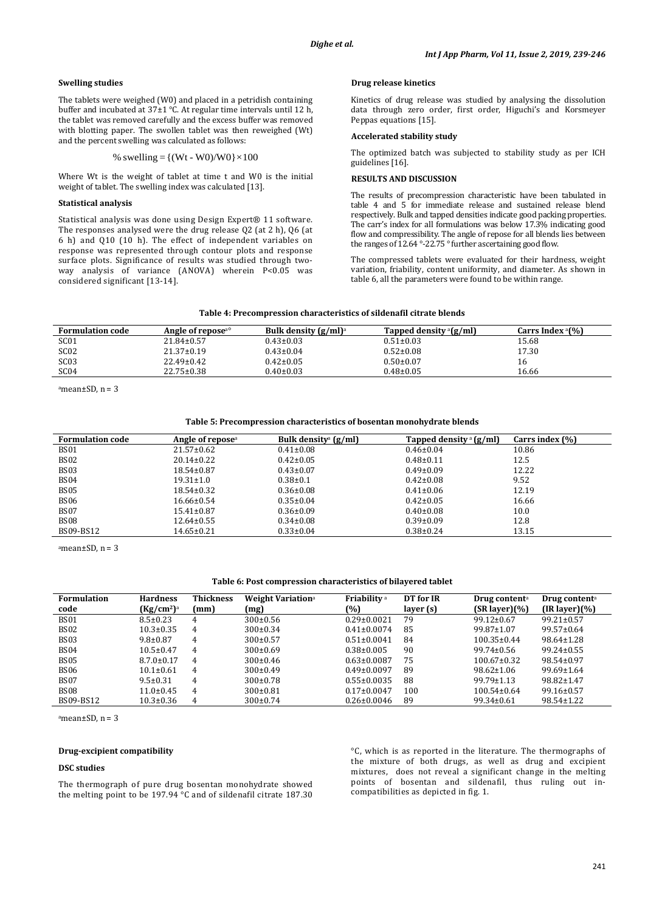**Swelling studies**

The tablets were weighed (W0) and placed in a petridish containing buffer and incubated at 37±1 °C. At regular time intervals until 12 h, the tablet was removed carefully and the excess buffer was removed with blotting paper. The swollen tablet was then reweighed (Wt) and the percent swelling was calculated as follows:

$$\% \text{ swelling} = \{(Wt - W0)/W0\} \times 100$$

Where Wt is the weight of tablet at time t and W0 is the initial weight of tablet. The swelling index was calculated [13].

**Statistical analysis**

Statistical analysis was done using Design Expert® 11 software. The responses analysed were the drug release Q2 (at 2 h), Q6 (at 6 h) and Q10 (10 h). The effect of independent variables on response was represented through contour plots and response surface plots. Significance of results was studied through two-way analysis of variance (ANOVA) wherein $P<0.05$ was considered significant [13-14].

**Drug release kinetics**

Kinetics of drug release was studied by analysing the dissolution data through zero order, first order, Higuchi's and Korsmeyer Peppas equations [15].

**Accelerated stability study**

The optimized batch was subjected to stability study as per ICH guidelines [16].

**RESULTS AND DISCUSSION**

The results of precompression characteristic have been tabulated in table 4 and 5 for immediate release and sustained release blend respectively. Bulk and tapped densities indicate good packing properties. The carr's index for all formulations was below 17.3% indicating good flow and compressibility. The angle of repose for all blends lies between the ranges of 12.64 °-22.75 ° further ascertaining good flow.

The compressed tablets were evaluated for their hardness, weight variation, friability, content uniformity, and diameter. As shown in table 6, all the parameters were found to be within range.

**Table 4: Precompression characteristics of sildenafil citrate blends**

| Formulation code | Angle of repose[a]° | Bulk density (g/ml)[a] | Tapped density [a](g/ml) | Carrs Index [a](%) |
|---|---|---|---|---|
| SC01 | 21.84±0.57 | 0.43±0.03 | 0.51±0.03 | 15.68 |
| SC02 | 21.37±0.19 | 0.43±0.04 | 0.52±0.08 | 17.30 |
| SC03 | 22.49±0.42 | 0.42±0.05 | 0.50±0.07 | 16 |
| SC04 | 22.75±0.38 | 0.40±0.03 | 0.48±0.05 | 16.66 |

[a]mean±SD, n = 3

**Table 5: Precompression characteristics of bosentan monohydrate blends**

| Formulation code | Angle of repose[a] | Bulk density[a] (g/ml) | Tapped density [a] (g/ml) | Carrs index (%) |
|---|---|---|---|---|
| BS01 | 21.57±0.62 | 0.41±0.08 | 0.46±0.04 | 10.86 |
| BS02 | 20.14±0.22 | 0.42±0.05 | 0.48±0.11 | 12.5 |
| BS03 | 18.54±0.87 | 0.43±0.07 | 0.49±0.09 | 12.22 |
| BS04 | 19.31±1.0 | 0.38±0.1 | 0.42±0.08 | 9.52 |
| BS05 | 18.54±0.32 | 0.36±0.08 | 0.41±0.06 | 12.19 |
| BS06 | 16.66±0.54 | 0.35±0.04 | 0.42±0.05 | 16.66 |
| BS07 | 15.41±0.87 | 0.36±0.09 | 0.40±0.08 | 10.0 |
| BS08 | 12.64±0.55 | 0.34±0.08 | 0.39±0.09 | 12.8 |
| BS09-BS12 | 14.65±0.21 | 0.33±0.04 | 0.38±0.24 | 13.15 |

[a]mean±SD, n = 3

**Table 6: Post compression characteristics of bilayered tablet**

| Formulation code | Hardness (Kg/cm²)[a] | Thickness (mm) | Weight Variation[a] (mg) | Friability [a] (%) | DT for IR layer (s) | Drug content[a] (SR layer)(%) | Drug content[a] (IR layer)(%) |
|---|---|---|---|---|---|---|---|
| BS01 | 8.5±0.23 | 4 | 300±0.56 | 0.29±0.0021 | 79 | 99.12±0.67 | 99.21±0.57 |
| BS02 | 10.3±0.35 | 4 | 300±0.34 | 0.41±0.0074 | 85 | 99.87±1.07 | 99.57±0.64 |
| BS03 | 9.8±0.87 | 4 | 300±0.57 | 0.51±0.0041 | 84 | 100.35±0.44 | 98.64±1.28 |
| BS04 | 10.5±0.47 | 4 | 300±0.69 | 0.38±0.005 | 90 | 99.74±0.56 | 99.24±0.55 |
| BS05 | 8.7.0±0.17 | 4 | 300±0.46 | 0.63±0.0087 | 75 | 100.67±0.32 | 98.54±0.97 |
| BS06 | 10.1±0.61 | 4 | 300±0.49 | 0.49±0.0097 | 89 | 98.62±1.06 | 99.69±1.64 |
| BS07 | 9.5±0.31 | 4 | 300±0.78 | 0.55±0.0035 | 88 | 99.79±1.13 | 98.82±1.47 |
| BS08 | 11.0±0.45 | 4 | 300±0.81 | 0.17±0.0047 | 100 | 100.54±0.64 | 99.16±0.57 |
| BS09-BS12 | 10.3±0.36 | 4 | 300±0.74 | 0.26±0.0046 | 89 | 99.34±0.61 | 98.54±1.22 |

[a]mean±SD, n = 3

**Drug-excipient compatibility**

**DSC studies**

The thermograph of pure drug bosentan monohydrate showed the melting point to be 197.94 °C and of sildenafil citrate 187.30 °C, which is as reported in the literature. The thermographs of the mixture of both drugs, as well as drug and excipient mixtures, does not reveal a significant change in the melting points of bosentan and sildenafil, thus ruling out in-compatibilities as depicted in fig. 1.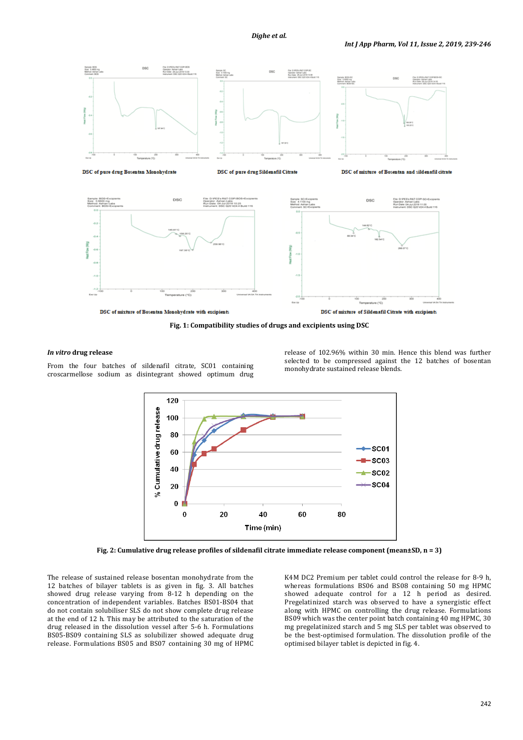DSC of pure drug Bosentan Monohydrate

DSC of pure drug Sildenafil Citrate

DSC of mixture of Bosentan and sildenafil citrate

DSC of mixture of Bosentan Monohydrate with excipients

DSC of mixture of Sildenafil Citrate with excipients

**Fig. 1: Compatibility studies of drugs and excipients using DSC**

### *In vitro* drug release

From the four batches of sildenafil citrate, SC01 containing croscarmellose sodium as disintegrant showed optimum drug release of 102.96% within 30 min. Hence this blend was further selected to be compressed against the 12 batches of bosentan monohydrate sustained release blends.

**Fig. 2: Cumulative drug release profiles of sildenafil citrate immediate release component (mean±SD, n = 3)**

The release of sustained release bosentan monohydrate from the 12 batches of bilayer tablets is as given in fig. 3. All batches showed drug release varying from 8-12 h depending on the concentration of independent variables. Batches BS01-BS04 that do not contain solubiliser SLS do not show complete drug release at the end of 12 h. This may be attributed to the saturation of the drug released in the dissolution vessel after 5-6 h. Formulations BS05-BS09 containing SLS as solubilizer showed adequate drug release. Formulations BS05 and BS07 containing 30 mg of HPMC K4M DC2 Premium per tablet could control the release for 8-9 h, whereas formulations BS06 and BS08 containing 50 mg HPMC showed adequate control for a 12 h period as desired. Pregelatinized starch was observed to have a synergistic effect along with HPMC on controlling the drug release. Formulations BS09 which was the center point batch containing 40 mg HPMC, 30 mg pregelatinized starch and 5 mg SLS per tablet was observed to be the best-optimised formulation. The dissolution profile of the optimised bilayer tablet is depicted in fig. 4.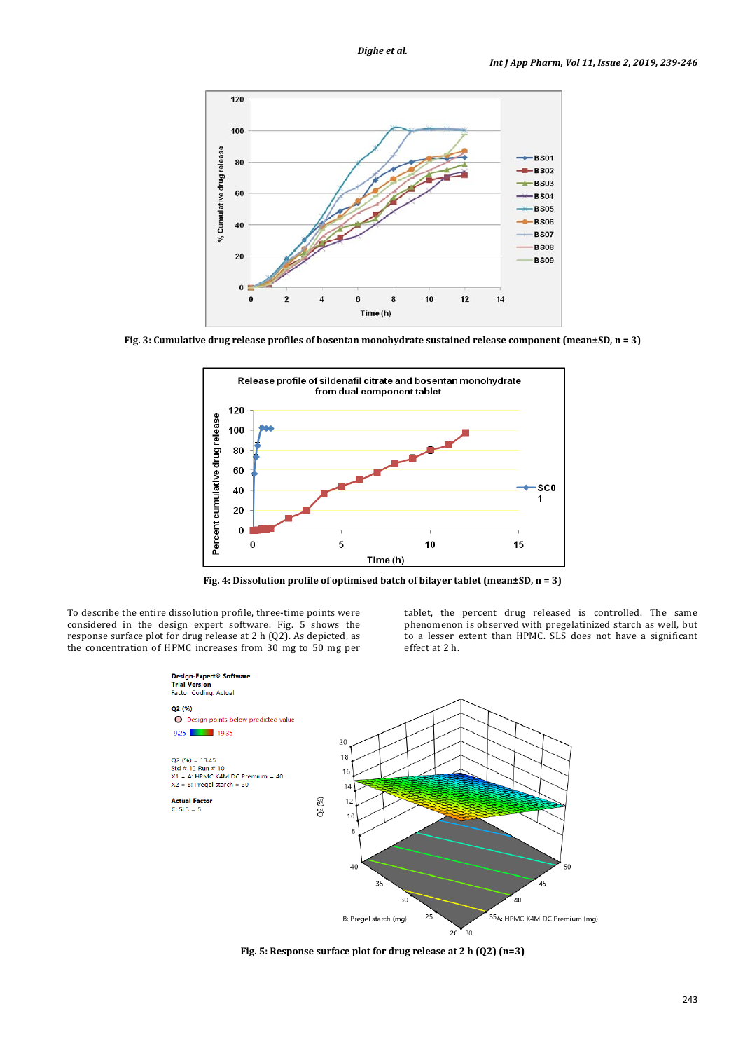Fig. 3: Cumulative drug release profiles of bosentan monohydrate sustained release component (mean±SD, n = 3)

Fig. 4: Dissolution profile of optimised batch of bilayer tablet (mean±SD, n = 3)

To describe the entire dissolution profile, three-time points were considered in the design expert software. Fig. 5 shows the response surface plot for drug release at 2 h (Q2). As depicted, as the concentration of HPMC increases from 30 mg to 50 mg per tablet, the percent drug released is controlled. The same phenomenon is observed with pregelatinized starch as well, but to a lesser extent than HPMC. SLS does not have a significant effect at 2 h.

Fig. 5: Response surface plot for drug release at 2 h (Q2) (n=3)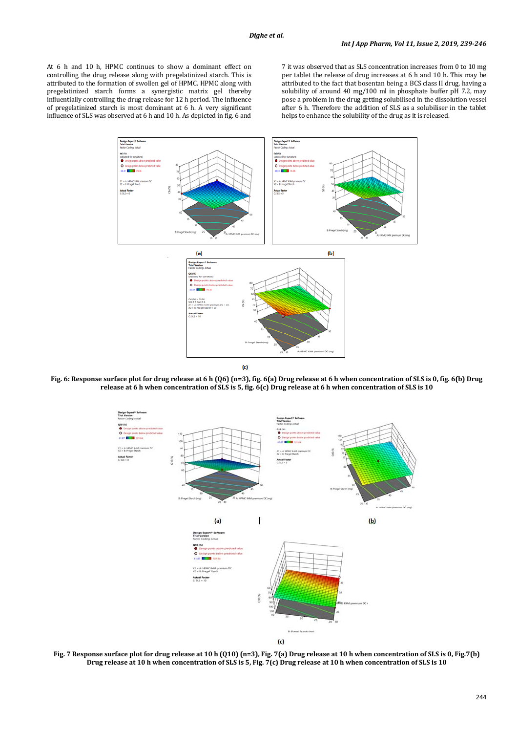At 6 h and 10 h, HPMC continues to show a dominant effect on controlling the drug release along with pregelatinized starch. This is attributed to the formation of swollen gel of HPMC. HPMC along with pregelatinized starch forms a synergistic matrix gel thereby influentially controlling the drug release for 12 h period. The influence of pregelatinized starch is most dominant at 6 h. A very significant influence of SLS was observed at 6 h and 10 h. As depicted in fig. 6 and 7 it was observed that as SLS concentration increases from 0 to 10 mg per tablet the release of drug increases at 6 h and 10 h. This may be attributed to the fact that bosentan being a BCS class II drug, having a solubility of around 40 mg/100 ml in phosphate buffer pH 7.2, may pose a problem in the drug getting solubilised in the dissolution vessel after 6 h. Therefore the addition of SLS as a solubiliser in the tablet helps to enhance the solubility of the drug as it is released.

**Fig. 6: Response surface plot for drug release at 6 h (Q6) (n=3), fig. 6(a) Drug release at 6 h when concentration of SLS is 0, fig. 6(b) Drug release at 6 h when concentration of SLS is 5, fig. 6(c) Drug release at 6 h when concentration of SLS is 10**

**Fig. 7 Response surface plot for drug release at 10 h (Q10) (n=3), Fig. 7(a) Drug release at 10 h when concentration of SLS is 0, Fig.7(b) Drug release at 10 h when concentration of SLS is 5, Fig. 7(c) Drug release at 10 h when concentration of SLS is 10**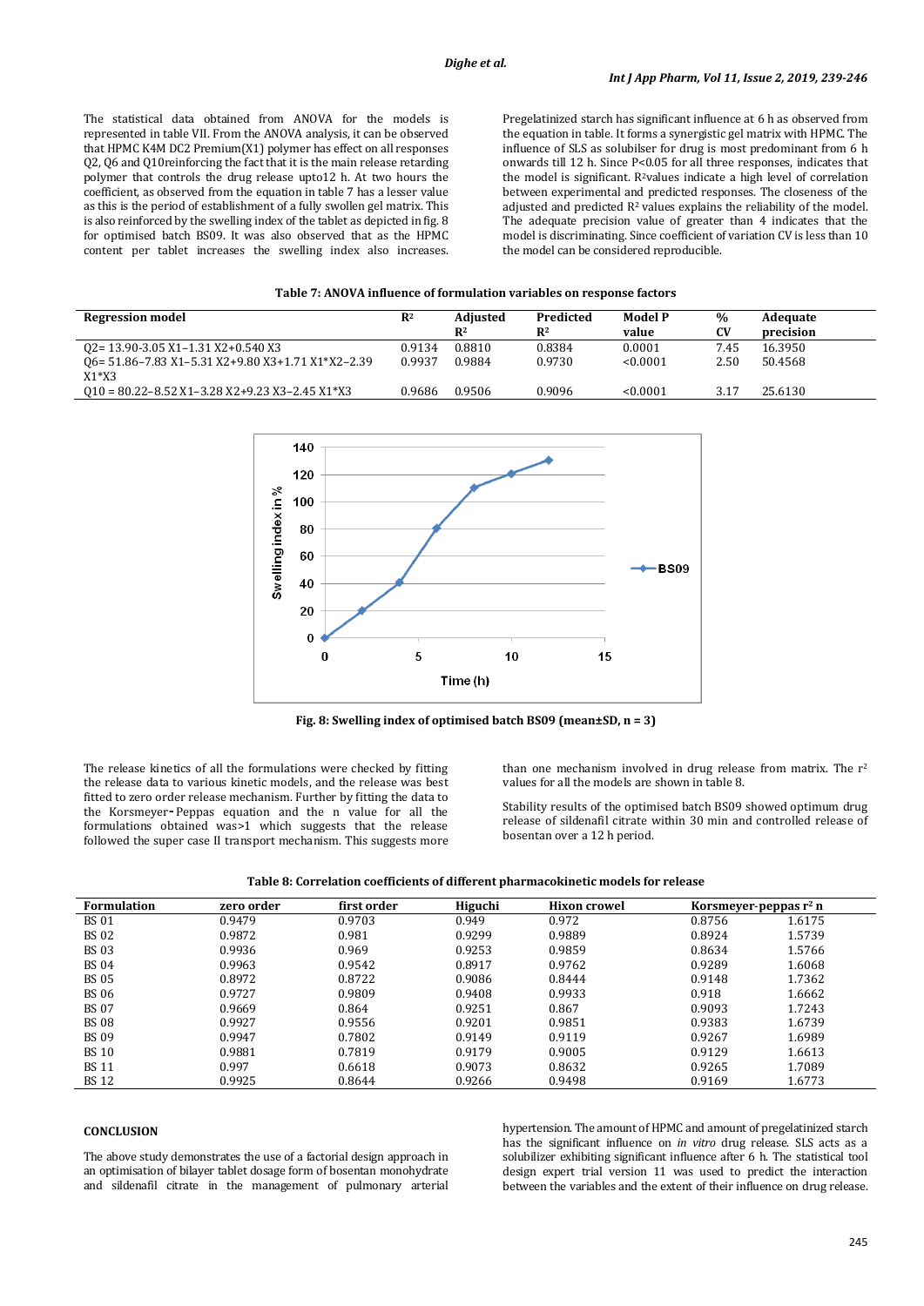The statistical data obtained from ANOVA for the models is represented in table VII. From the ANOVA analysis, it can be observed that HPMC K4M DC2 Premium(X1) polymer has effect on all responses Q2, Q6 and Q10reinforcing the fact that it is the main release retarding polymer that controls the drug release upto12 h. At two hours the coefficient, as observed from the equation in table 7 has a lesser value as this is the period of establishment of a fully swollen gel matrix. This is also reinforced by the swelling index of the tablet as depicted in fig. 8 for optimised batch BS09. It was also observed that as the HPMC content per tablet increases the swelling index also increases. Pregelatinized starch has significant influence at 6 h as observed from the equation in table. It forms a synergistic gel matrix with HPMC. The influence of SLS as solubilser for drug is most predominant from 6 h onwards till 12 h. Since P<0.05 for all three responses, indicates that the model is significant. $R^2$values indicate a high level of correlation between experimental and predicted responses. The closeness of the adjusted and predicted $R^2$ values explains the reliability of the model. The adequate precision value of greater than 4 indicates that the model is discriminating. Since coefficient of variation CV is less than 10 the model can be considered reproducible.

**Table 7: ANOVA influence of formulation variables on response factors**

| Regression model | $R^2$ | Adjusted $R^2$ | Predicted $R^2$ | Model P value | % CV | Adequate precision |
|---|---|---|---|---|---|---|
| Q2= 13.90-3.05 X1–1.31 X2+0.540 X3 | 0.9134 | 0.8810 | 0.8384 | 0.0001 | 7.45 | 16.3950 |
| Q6= 51.86–7.83 X1–5.31 X2+9.80 X3+1.71 X1*X2–2.39 X1*X3 | 0.9937 | 0.9884 | 0.9730 | <0.0001 | 2.50 | 50.4568 |
| Q10 = 80.22–8.52 X1–3.28 X2+9.23 X3–2.45 X1*X3 | 0.9686 | 0.9506 | 0.9096 | <0.0001 | 3.17 | 25.6130 |

Fig. 8: Swelling index of optimised batch BS09 (mean±SD, n = 3)

The release kinetics of all the formulations were checked by fitting the release data to various kinetic models, and the release was best fitted to zero order release mechanism. Further by fitting the data to the Korsmeyer‑Peppas equation and the n value for all the formulations obtained was>1 which suggests that the release followed the super case II transport mechanism. This suggests more than one mechanism involved in drug release from matrix. The $r^2$ values for all the models are shown in table 8.

Stability results of the optimised batch BS09 showed optimum drug release of sildenafil citrate within 30 min and controlled release of bosentan over a 12 h period.

**Table 8: Correlation coefficients of different pharmacokinetic models for release**

| Formulation | zero order | first order | Higuchi | Hixon crowel | Korsmeyer-peppas $r^2$ | n |
|---|---|---|---|---|---|---|
| BS 01 | 0.9479 | 0.9703 | 0.949 | 0.972 | 0.8756 | 1.6175 |
| BS 02 | 0.9872 | 0.981 | 0.9299 | 0.9889 | 0.8924 | 1.5739 |
| BS 03 | 0.9936 | 0.969 | 0.9253 | 0.9859 | 0.8634 | 1.5766 |
| BS 04 | 0.9963 | 0.9542 | 0.8917 | 0.9762 | 0.9289 | 1.6068 |
| BS 05 | 0.8972 | 0.8722 | 0.9086 | 0.8444 | 0.9148 | 1.7362 |
| BS 06 | 0.9727 | 0.9809 | 0.9408 | 0.9933 | 0.918 | 1.6662 |
| BS 07 | 0.9669 | 0.864 | 0.9251 | 0.867 | 0.9093 | 1.7243 |
| BS 08 | 0.9927 | 0.9556 | 0.9201 | 0.9851 | 0.9383 | 1.6739 |
| BS 09 | 0.9947 | 0.7802 | 0.9149 | 0.9119 | 0.9267 | 1.6989 |
| BS 10 | 0.9881 | 0.7819 | 0.9179 | 0.9005 | 0.9129 | 1.6613 |
| BS 11 | 0.997 | 0.6618 | 0.9073 | 0.8632 | 0.9265 | 1.7089 |
| BS 12 | 0.9925 | 0.8644 | 0.9266 | 0.9498 | 0.9169 | 1.6773 |

## CONCLUSION

The above study demonstrates the use of a factorial design approach in an optimisation of bilayer tablet dosage form of bosentan monohydrate and sildenafil citrate in the management of pulmonary arterial hypertension. The amount of HPMC and amount of pregelatinized starch has the significant influence on *in vitro* drug release. SLS acts as a solubilizer exhibiting significant influence after 6 h. The statistical tool design expert trial version 11 was used to predict the interaction between the variables and the extent of their influence on drug release.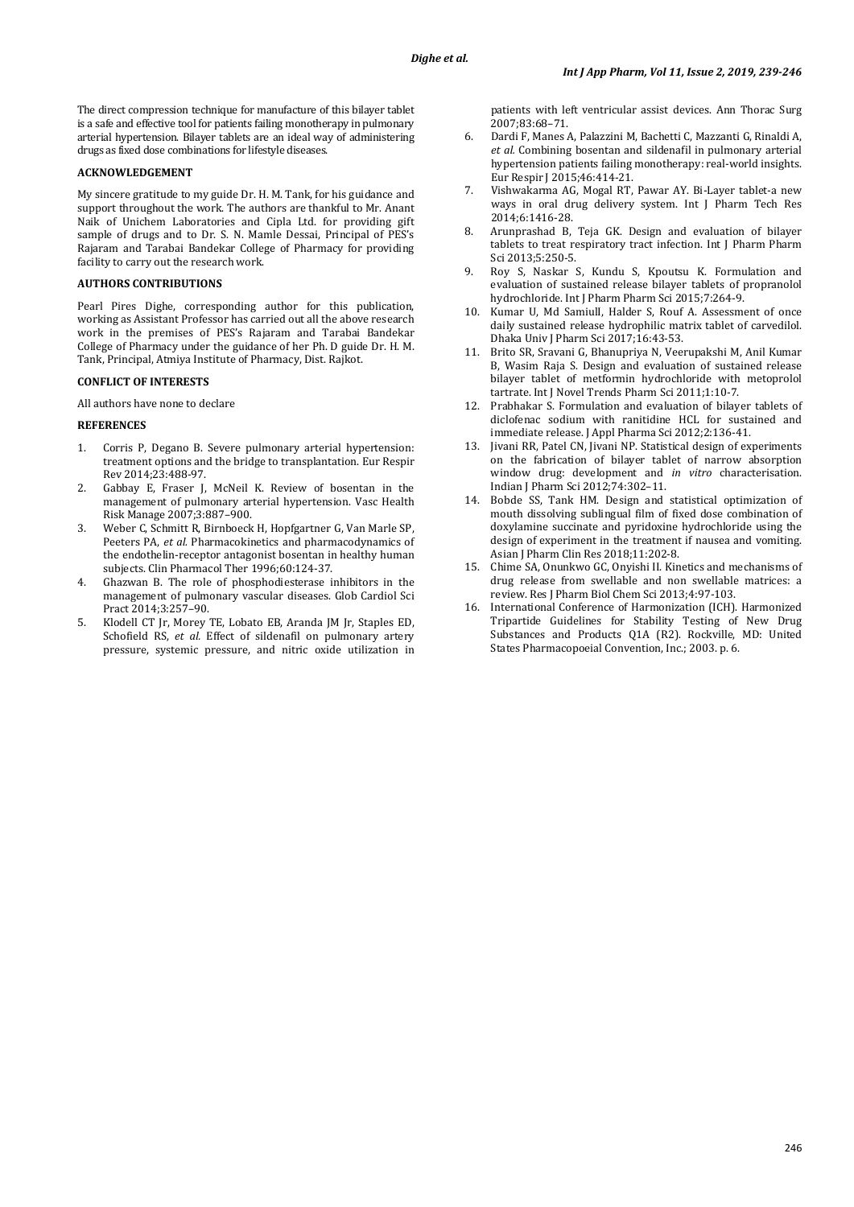The direct compression technique for manufacture of this bilayer tablet is a safe and effective tool for patients failing monotherapy in pulmonary arterial hypertension. Bilayer tablets are an ideal way of administering drugs as fixed dose combinations for lifestyle diseases.

## ACKNOWLEDGEMENT

My sincere gratitude to my guide Dr. H. M. Tank, for his guidance and support throughout the work. The authors are thankful to Mr. Anant Naik of Unichem Laboratories and Cipla Ltd. for providing gift sample of drugs and to Dr. S. N. Mamle Dessai, Principal of PES's Rajaram and Tarabai Bandekar College of Pharmacy for providing facility to carry out the research work.

## AUTHORS CONTRIBUTIONS

Pearl Pires Dighe, corresponding author for this publication, working as Assistant Professor has carried out all the above research work in the premises of PES's Rajaram and Tarabai Bandekar College of Pharmacy under the guidance of her Ph. D guide Dr. H. M. Tank, Principal, Atmiya Institute of Pharmacy, Dist. Rajkot.

## CONFLICT OF INTERESTS

All authors have none to declare

## REFERENCES

1. Corris P, Degano B. Severe pulmonary arterial hypertension: treatment options and the bridge to transplantation. Eur Respir Rev 2014;23:488-97.
2. Gabbay E, Fraser J, McNeil K. Review of bosentan in the management of pulmonary arterial hypertension. Vasc Health Risk Manage 2007;3:887–900.
3. Weber C, Schmitt R, Birnboeck H, Hopfgartner G, Van Marle SP, Peeters PA, *et al.* Pharmacokinetics and pharmacodynamics of the endothelin-receptor antagonist bosentan in healthy human subjects. Clin Pharmacol Ther 1996;60:124-37.
4. Ghazwan B. The role of phosphodiesterase inhibitors in the management of pulmonary vascular diseases. Glob Cardiol Sci Pract 2014;3:257–90.
5. Klodell CT Jr, Morey TE, Lobato EB, Aranda JM Jr, Staples ED, Schofield RS, *et al.* Effect of sildenafil on pulmonary artery pressure, systemic pressure, and nitric oxide utilization in patients with left ventricular assist devices. Ann Thorac Surg 2007;83:68–71.
6. Dardi F, Manes A, Palazzini M, Bachetti C, Mazzanti G, Rinaldi A, *et al.* Combining bosentan and sildenafil in pulmonary arterial hypertension patients failing monotherapy: real-world insights. Eur Respir J 2015;46:414-21.
7. Vishwakarma AG, Mogal RT, Pawar AY. Bi-Layer tablet-a new ways in oral drug delivery system. Int J Pharm Tech Res 2014;6:1416-28.
8. Arunprashad B, Teja GK. Design and evaluation of bilayer tablets to treat respiratory tract infection. Int J Pharm Pharm Sci 2013;5:250-5.
9. Roy S, Naskar S, Kundu S, Kpoutsu K. Formulation and evaluation of sustained release bilayer tablets of propranolol hydrochloride. Int J Pharm Pharm Sci 2015;7:264-9.
10. Kumar U, Md Samiull, Halder S, Rouf A. Assessment of once daily sustained release hydrophilic matrix tablet of carvedilol. Dhaka Univ J Pharm Sci 2017;16:43-53.
11. Brito SR, Sravani G, Bhanupriya N, Veerupakshi M, Anil Kumar B, Wasim Raja S. Design and evaluation of sustained release bilayer tablet of metformin hydrochloride with metoprolol tartrate. Int J Novel Trends Pharm Sci 2011;1:10-7.
12. Prabhakar S. Formulation and evaluation of bilayer tablets of diclofenac sodium with ranitidine HCL for sustained and immediate release. J Appl Pharma Sci 2012;2:136-41.
13. Jivani RR, Patel CN, Jivani NP. Statistical design of experiments on the fabrication of bilayer tablet of narrow absorption window drug: development and *in vitro* characterisation. Indian J Pharm Sci 2012;74:302–11.
14. Bobde SS, Tank HM. Design and statistical optimization of mouth dissolving sublingual film of fixed dose combination of doxylamine succinate and pyridoxine hydrochloride using the design of experiment in the treatment if nausea and vomiting. Asian J Pharm Clin Res 2018;11:202-8.
15. Chime SA, Onunkwo GC, Onyishi II. Kinetics and mechanisms of drug release from swellable and non swellable matrices: a review. Res J Pharm Biol Chem Sci 2013;4:97-103.
16. International Conference of Harmonization (ICH). Harmonized Tripartide Guidelines for Stability Testing of New Drug Substances and Products Q1A (R2). Rockville, MD: United States Pharmacopoeial Convention, Inc.; 2003. p. 6.